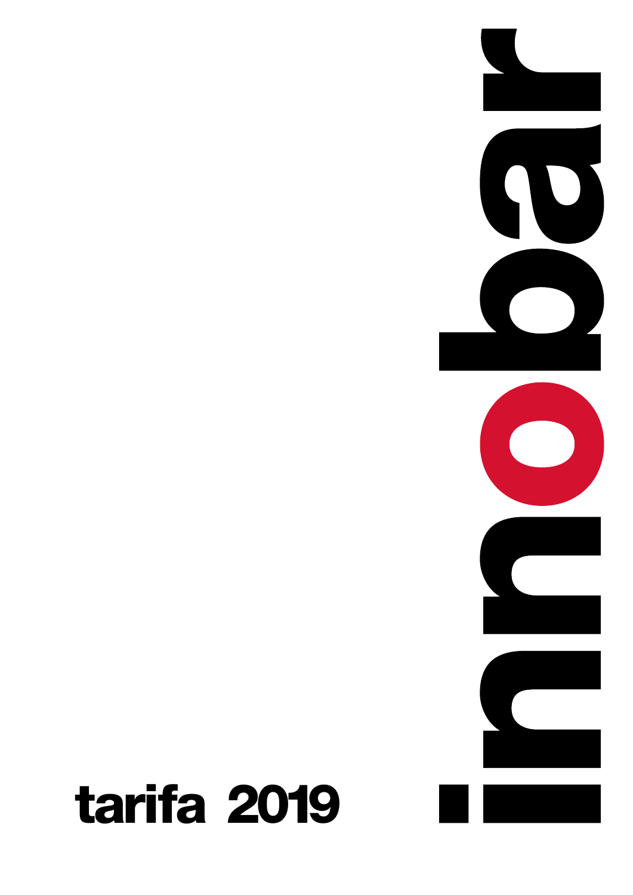# inobar

## tarifa 2019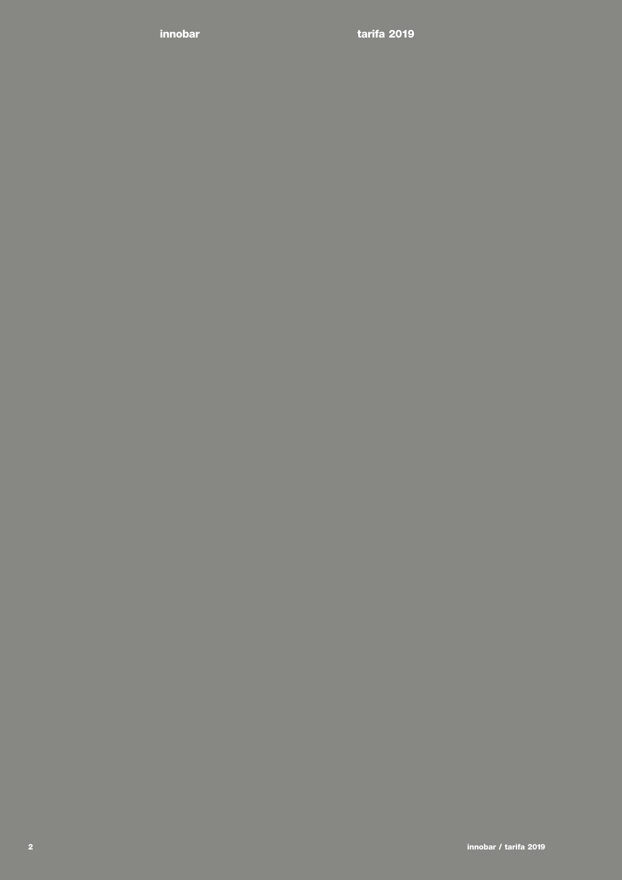**innobar**

**tarifa 2019**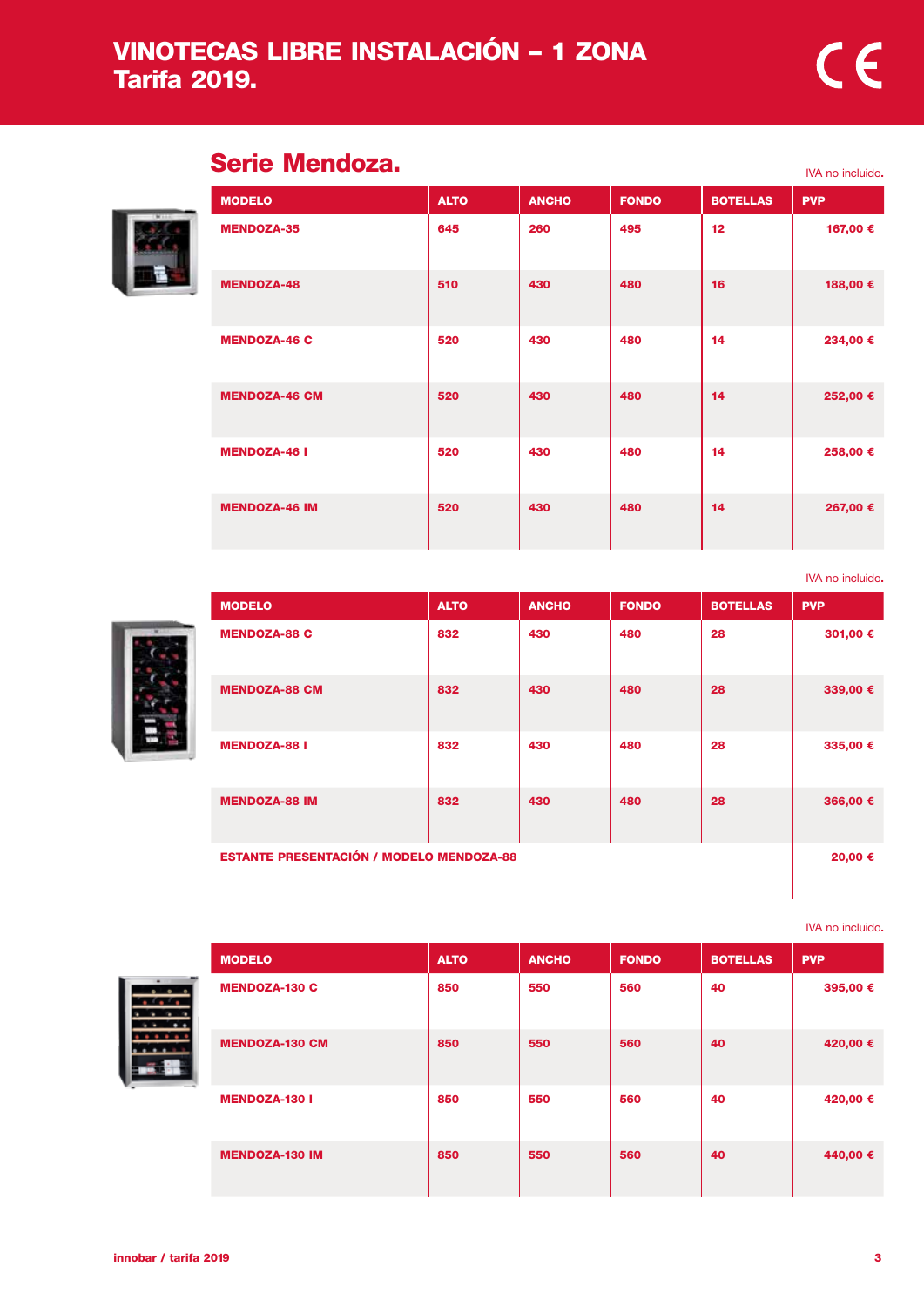# VINOTECAS LIBRE INSTALACIÓN – 1 ZONA
## Tarifa 2019.

## Serie Mendoza.

IVA no incluido.

| MODELO | ALTO | ANCHO | FONDO | BOTELLAS | PVP |
|---|---|---|---|---|---|
| MENDOZA-35 | 645 | 260 | 495 | 12 | 167,00 € |
| MENDOZA-48 | 510 | 430 | 480 | 16 | 188,00 € |
| MENDOZA-46 C | 520 | 430 | 480 | 14 | 234,00 € |
| MENDOZA-46 CM | 520 | 430 | 480 | 14 | 252,00 € |
| MENDOZA-46 I | 520 | 430 | 480 | 14 | 258,00 € |
| MENDOZA-46 IM | 520 | 430 | 480 | 14 | 267,00 € |

IVA no incluido.

| MODELO | ALTO | ANCHO | FONDO | BOTELLAS | PVP |
|---|---|---|---|---|---|
| MENDOZA-88 C | 832 | 430 | 480 | 28 | 301,00 € |
| MENDOZA-88 CM | 832 | 430 | 480 | 28 | 339,00 € |
| MENDOZA-88 I | 832 | 430 | 480 | 28 | 335,00 € |
| MENDOZA-88 IM | 832 | 430 | 480 | 28 | 366,00 € |
| ESTANTE PRESENTACIÓN / MODELO MENDOZA-88 | | | | | 20,00 € |

IVA no incluido.

| MODELO | ALTO | ANCHO | FONDO | BOTELLAS | PVP |
|---|---|---|---|---|---|
| MENDOZA-130 C | 850 | 550 | 560 | 40 | 395,00 € |
| MENDOZA-130 CM | 850 | 550 | 560 | 40 | 420,00 € |
| MENDOZA-130 I | 850 | 550 | 560 | 40 | 420,00 € |
| MENDOZA-130 IM | 850 | 550 | 560 | 40 | 440,00 € |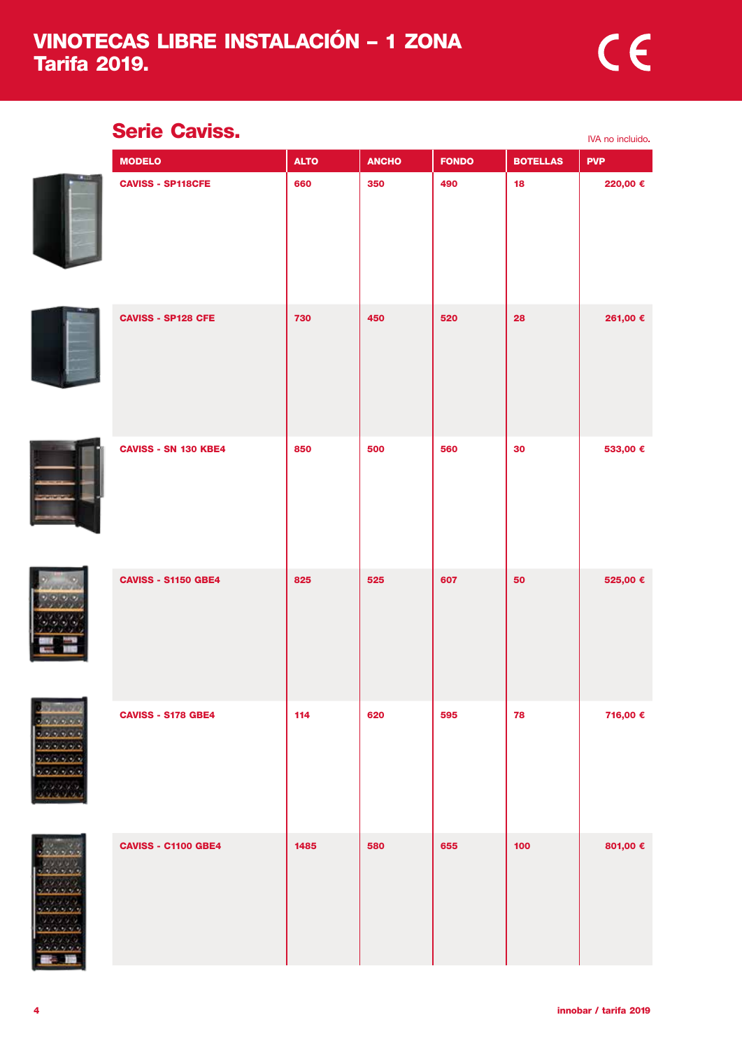# VINOTECAS LIBRE INSTALACIÓN – 1 ZONA
# Tarifa 2019.

## Serie Caviss.

IVA no incluido.

| MODELO | ALTO | ANCHO | FONDO | BOTELLAS | PVP |
|---|---|---|---|---|---|
| CAVISS - SP118CFE | 660 | 350 | 490 | 18 | 220,00 € |
| CAVISS - SP128 CFE | 730 | 450 | 520 | 28 | 261,00 € |
| CAVISS - SN 130 KBE4 | 850 | 500 | 560 | 30 | 533,00 € |
| CAVISS - S1150 GBE4 | 825 | 525 | 607 | 50 | 525,00 € |
| CAVISS - S178 GBE4 | 114 | 620 | 595 | 78 | 716,00 € |
| CAVISS - C1100 GBE4 | 1485 | 580 | 655 | 100 | 801,00 € |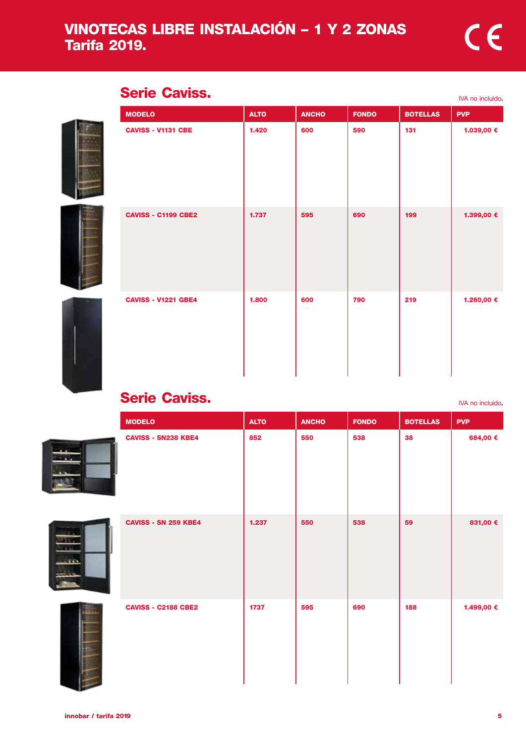# VINOTECAS LIBRE INSTALACIÓN – 1 Y 2 ZONAS
## Tarifa 2019.

## Serie Caviss.

IVA no incluido.

| MODELO | ALTO | ANCHO | FONDO | BOTELLAS | PVP |
|---|---|---|---|---|---|
| CAVISS - V1131 CBE | 1.420 | 600 | 590 | 131 | 1.039,00 € |
| CAVISS - C1199 CBE2 | 1.737 | 595 | 690 | 199 | 1.399,00 € |
| CAVISS - V1221 GBE4 | 1.800 | 600 | 790 | 219 | 1.260,00 € |

## Serie Caviss.

IVA no incluido.

| MODELO | ALTO | ANCHO | FONDO | BOTELLAS | PVP |
|---|---|---|---|---|---|
| CAVISS - SN238 KBE4 | 852 | 550 | 538 | 38 | 684,00 € |
| CAVISS - SN 259 KBE4 | 1.237 | 550 | 538 | 59 | 831,00 € |
| CAVISS - C2188 CBE2 | 1737 | 595 | 690 | 188 | 1.499,00 € |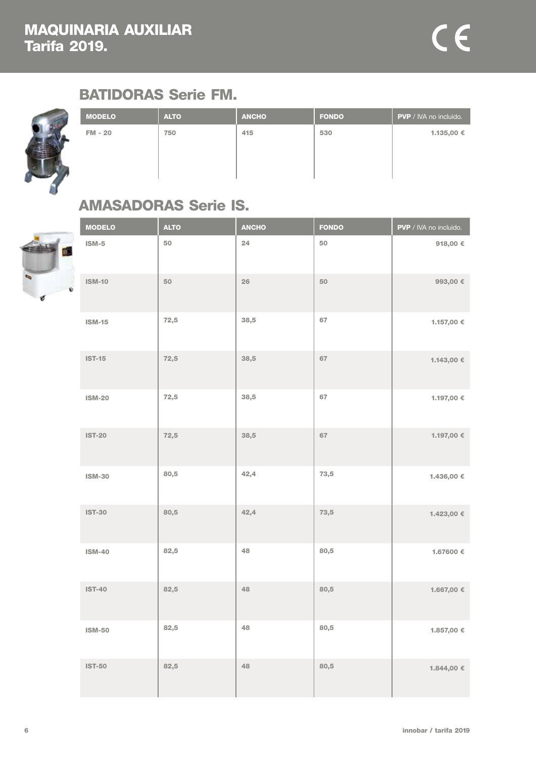# MAQUINARIA AUXILIAR
# Tarifa 2019.

## BATIDORAS Serie FM.

| MODELO | ALTO | ANCHO | FONDO | PVP / IVA no incluido. |
|---|---|---|---|---|
| FM - 20 | 750 | 415 | 530 | 1.135,00 € |

## AMASADORAS Serie IS.

| MODELO | ALTO | ANCHO | FONDO | PVP / IVA no incluido. |
|---|---|---|---|---|
| ISM-5 | 50 | 24 | 50 | 918,00 € |
| ISM-10 | 50 | 26 | 50 | 993,00 € |
| ISM-15 | 72,5 | 38,5 | 67 | 1.157,00 € |
| IST-15 | 72,5 | 38,5 | 67 | 1.143,00 € |
| ISM-20 | 72,5 | 38,5 | 67 | 1.197,00 € |
| IST-20 | 72,5 | 38,5 | 67 | 1.197,00 € |
| ISM-30 | 80,5 | 42,4 | 73,5 | 1.436,00 € |
| IST-30 | 80,5 | 42,4 | 73,5 | 1.423,00 € |
| ISM-40 | 82,5 | 48 | 80,5 | 1.67600 € |
| IST-40 | 82,5 | 48 | 80,5 | 1.667,00 € |
| ISM-50 | 82,5 | 48 | 80,5 | 1.857,00 € |
| IST-50 | 82,5 | 48 | 80,5 | 1.844,00 € |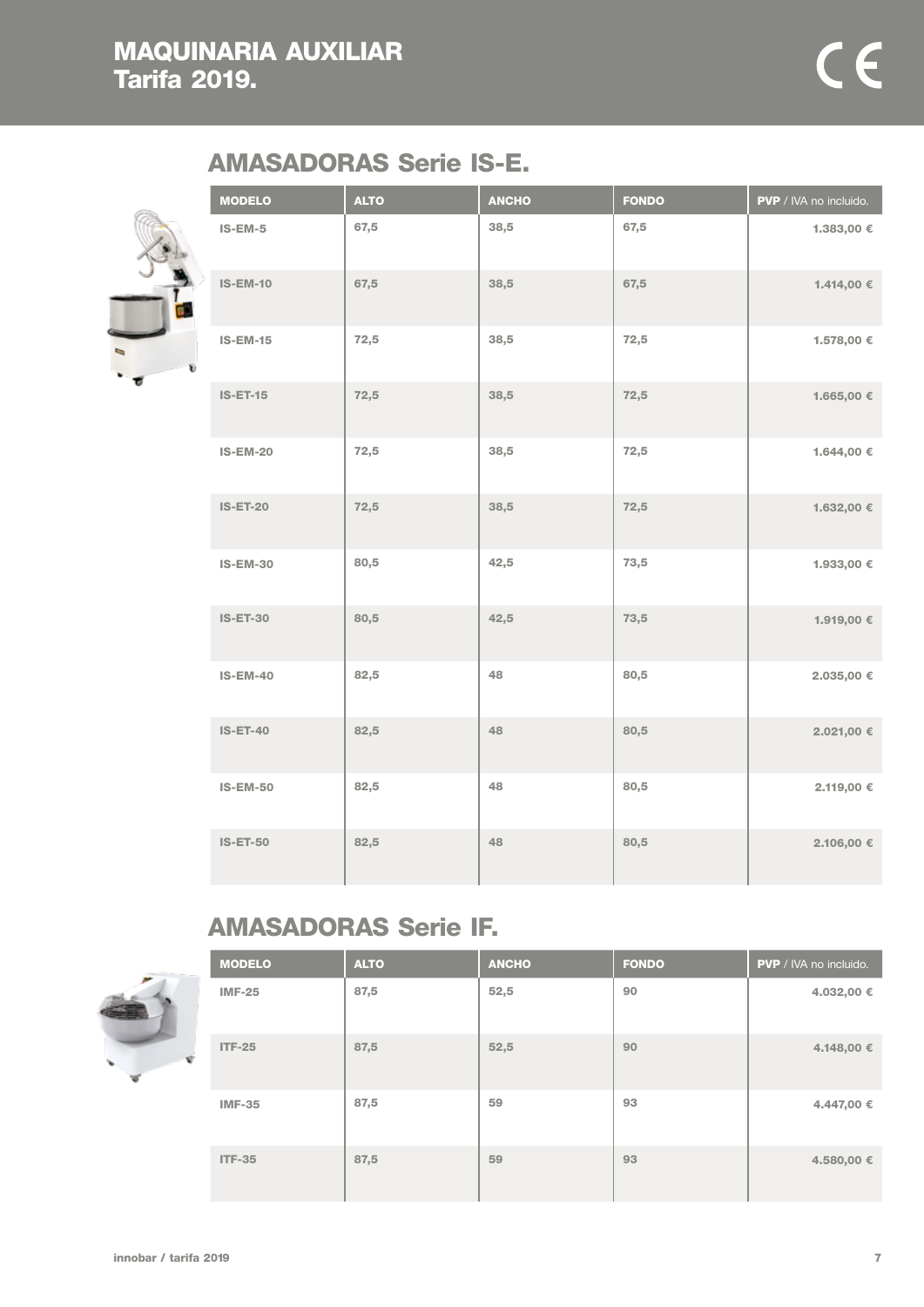# MAQUINARIA AUXILIAR
# Tarifa 2019.

## AMASADORAS Serie IS-E.

| MODELO | ALTO | ANCHO | FONDO | PVP / IVA no incluido. |
|---|---|---|---|---|
| IS-EM-5 | 67,5 | 38,5 | 67,5 | 1.383,00 € |
| IS-EM-10 | 67,5 | 38,5 | 67,5 | 1.414,00 € |
| IS-EM-15 | 72,5 | 38,5 | 72,5 | 1.578,00 € |
| IS-ET-15 | 72,5 | 38,5 | 72,5 | 1.665,00 € |
| IS-EM-20 | 72,5 | 38,5 | 72,5 | 1.644,00 € |
| IS-ET-20 | 72,5 | 38,5 | 72,5 | 1.632,00 € |
| IS-EM-30 | 80,5 | 42,5 | 73,5 | 1.933,00 € |
| IS-ET-30 | 80,5 | 42,5 | 73,5 | 1.919,00 € |
| IS-EM-40 | 82,5 | 48 | 80,5 | 2.035,00 € |
| IS-ET-40 | 82,5 | 48 | 80,5 | 2.021,00 € |
| IS-EM-50 | 82,5 | 48 | 80,5 | 2.119,00 € |
| IS-ET-50 | 82,5 | 48 | 80,5 | 2.106,00 € |

## AMASADORAS Serie IF.

| MODELO | ALTO | ANCHO | FONDO | PVP / IVA no incluido. |
|---|---|---|---|---|
| IMF-25 | 87,5 | 52,5 | 90 | 4.032,00 € |
| ITF-25 | 87,5 | 52,5 | 90 | 4.148,00 € |
| IMF-35 | 87,5 | 59 | 93 | 4.447,00 € |
| ITF-35 | 87,5 | 59 | 93 | 4.580,00 € |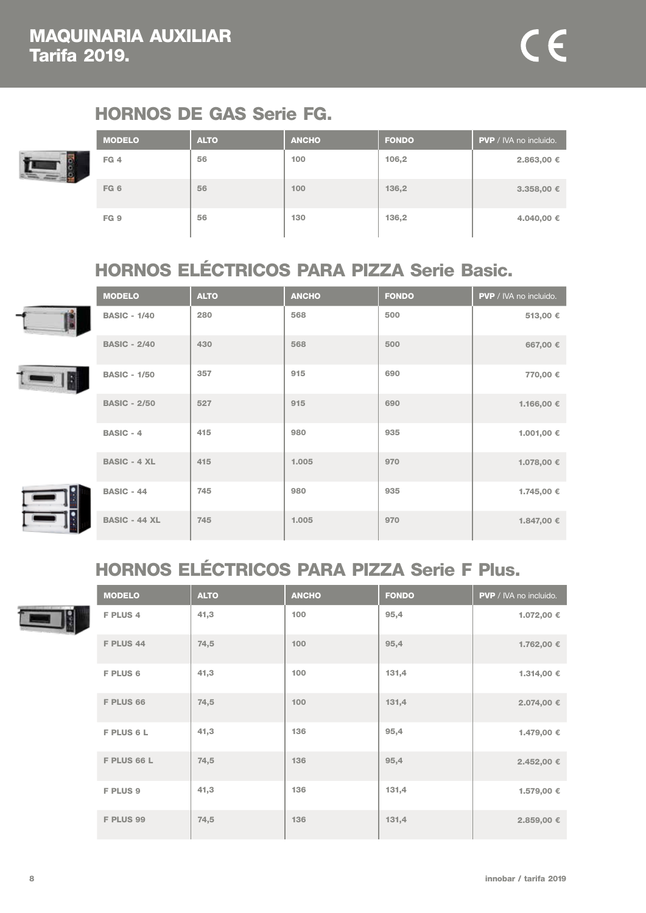# MAQUINARIA AUXILIAR
# Tarifa 2019.

## HORNOS DE GAS Serie FG.

| MODELO | ALTO | ANCHO | FONDO | PVP / IVA no incluido. |
|---|---|---|---|---|
| FG 4 | 56 | 100 | 106,2 | 2.863,00 € |
| FG 6 | 56 | 100 | 136,2 | 3.358,00 € |
| FG 9 | 56 | 130 | 136,2 | 4.040,00 € |

## HORNOS ELÉCTRICOS PARA PIZZA Serie Basic.

| MODELO | ALTO | ANCHO | FONDO | PVP / IVA no incluido. |
|---|---|---|---|---|
| BASIC - 1/40 | 280 | 568 | 500 | 513,00 € |
| BASIC - 2/40 | 430 | 568 | 500 | 667,00 € |
| BASIC - 1/50 | 357 | 915 | 690 | 770,00 € |
| BASIC - 2/50 | 527 | 915 | 690 | 1.166,00 € |
| BASIC - 4 | 415 | 980 | 935 | 1.001,00 € |
| BASIC - 4 XL | 415 | 1.005 | 970 | 1.078,00 € |
| BASIC - 44 | 745 | 980 | 935 | 1.745,00 € |
| BASIC - 44 XL | 745 | 1.005 | 970 | 1.847,00 € |

## HORNOS ELÉCTRICOS PARA PIZZA Serie F Plus.

| MODELO | ALTO | ANCHO | FONDO | PVP / IVA no incluido. |
|---|---|---|---|---|
| F PLUS 4 | 41,3 | 100 | 95,4 | 1.072,00 € |
| F PLUS 44 | 74,5 | 100 | 95,4 | 1.762,00 € |
| F PLUS 6 | 41,3 | 100 | 131,4 | 1.314,00 € |
| F PLUS 66 | 74,5 | 100 | 131,4 | 2.074,00 € |
| F PLUS 6 L | 41,3 | 136 | 95,4 | 1.479,00 € |
| F PLUS 66 L | 74,5 | 136 | 95,4 | 2.452,00 € |
| F PLUS 9 | 41,3 | 136 | 131,4 | 1.579,00 € |
| F PLUS 99 | 74,5 | 136 | 131,4 | 2.859,00 € |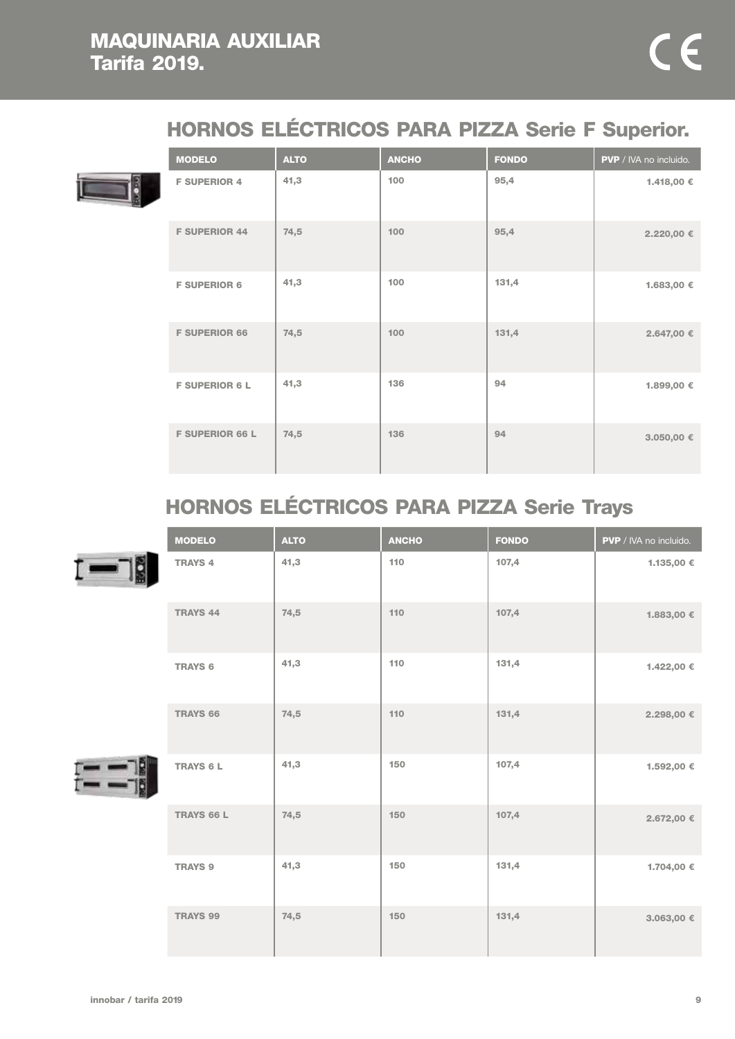# MAQUINARIA AUXILIAR
# Tarifa 2019.

CE

## HORNOS ELÉCTRICOS PARA PIZZA Serie F Superior.

| MODELO | ALTO | ANCHO | FONDO | PVP / IVA no incluido. |
|---|---|---|---|---|
| F SUPERIOR 4 | 41,3 | 100 | 95,4 | 1.418,00 € |
| F SUPERIOR 44 | 74,5 | 100 | 95,4 | 2.220,00 € |
| F SUPERIOR 6 | 41,3 | 100 | 131,4 | 1.683,00 € |
| F SUPERIOR 66 | 74,5 | 100 | 131,4 | 2.647,00 € |
| F SUPERIOR 6 L | 41,3 | 136 | 94 | 1.899,00 € |
| F SUPERIOR 66 L | 74,5 | 136 | 94 | 3.050,00 € |

## HORNOS ELÉCTRICOS PARA PIZZA Serie Trays

| MODELO | ALTO | ANCHO | FONDO | PVP / IVA no incluido. |
|---|---|---|---|---|
| TRAYS 4 | 41,3 | 110 | 107,4 | 1.135,00 € |
| TRAYS 44 | 74,5 | 110 | 107,4 | 1.883,00 € |
| TRAYS 6 | 41,3 | 110 | 131,4 | 1.422,00 € |
| TRAYS 66 | 74,5 | 110 | 131,4 | 2.298,00 € |
| TRAYS 6 L | 41,3 | 150 | 107,4 | 1.592,00 € |
| TRAYS 66 L | 74,5 | 150 | 107,4 | 2.672,00 € |
| TRAYS 9 | 41,3 | 150 | 131,4 | 1.704,00 € |
| TRAYS 99 | 74,5 | 150 | 131,4 | 3.063,00 € |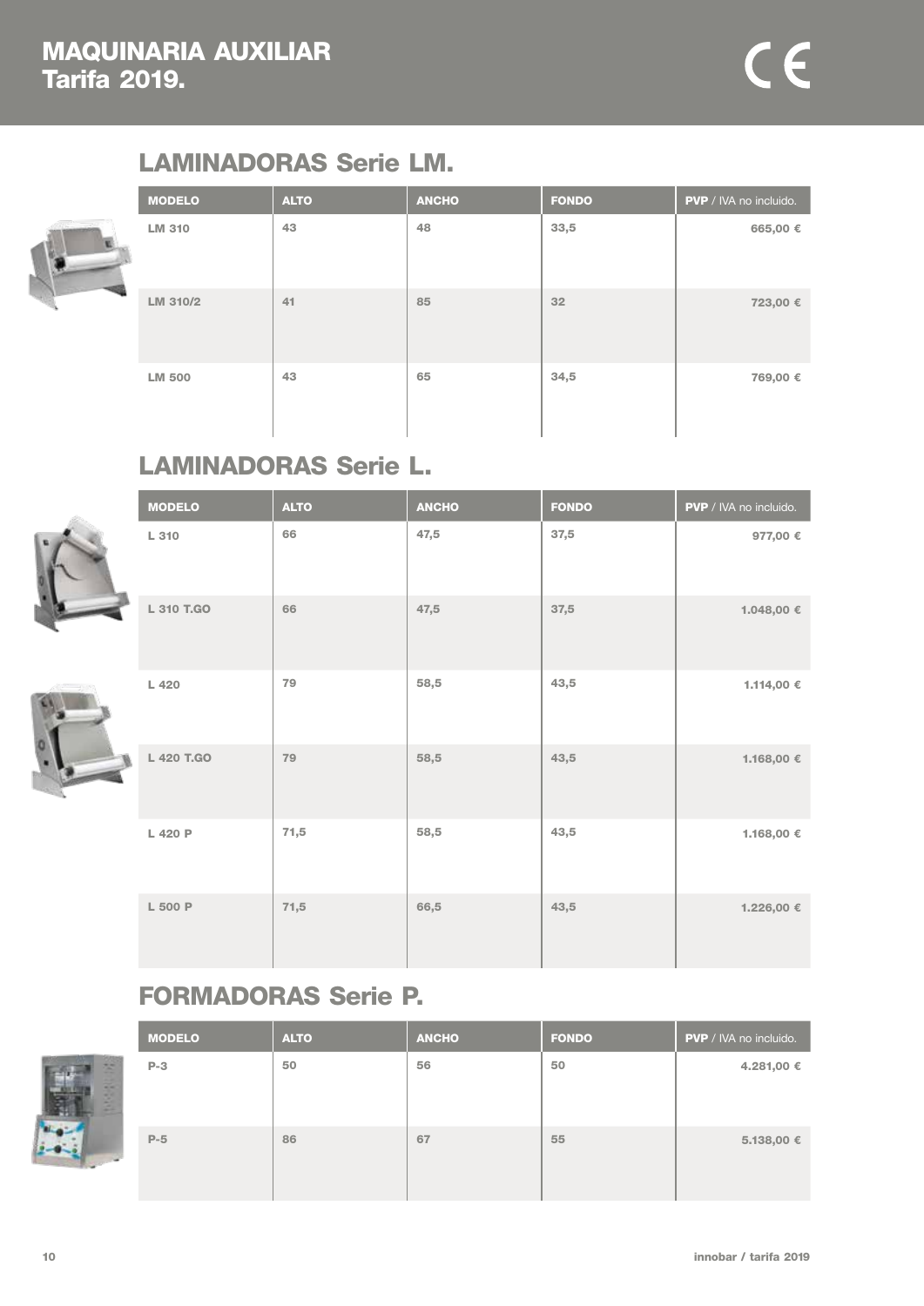# MAQUINARIA AUXILIAR
# Tarifa 2019.

CE

## LAMINADORAS Serie LM.

| MODELO | ALTO | ANCHO | FONDO | PVP / IVA no incluido. |
|---|---|---|---|---|
| LM 310 | 43 | 48 | 33,5 | 665,00 € |
| LM 310/2 | 41 | 85 | 32 | 723,00 € |
| LM 500 | 43 | 65 | 34,5 | 769,00 € |

## LAMINADORAS Serie L.

| MODELO | ALTO | ANCHO | FONDO | PVP / IVA no incluido. |
|---|---|---|---|---|
| L 310 | 66 | 47,5 | 37,5 | 977,00 € |
| L 310 T.GO | 66 | 47,5 | 37,5 | 1.048,00 € |
| L 420 | 79 | 58,5 | 43,5 | 1.114,00 € |
| L 420 T.GO | 79 | 58,5 | 43,5 | 1.168,00 € |
| L 420 P | 71,5 | 58,5 | 43,5 | 1.168,00 € |
| L 500 P | 71,5 | 66,5 | 43,5 | 1.226,00 € |

## FORMADORAS Serie P.

| MODELO | ALTO | ANCHO | FONDO | PVP / IVA no incluido. |
|---|---|---|---|---|
| P-3 | 50 | 56 | 50 | 4.281,00 € |
| P-5 | 86 | 67 | 55 | 5.138,00 € |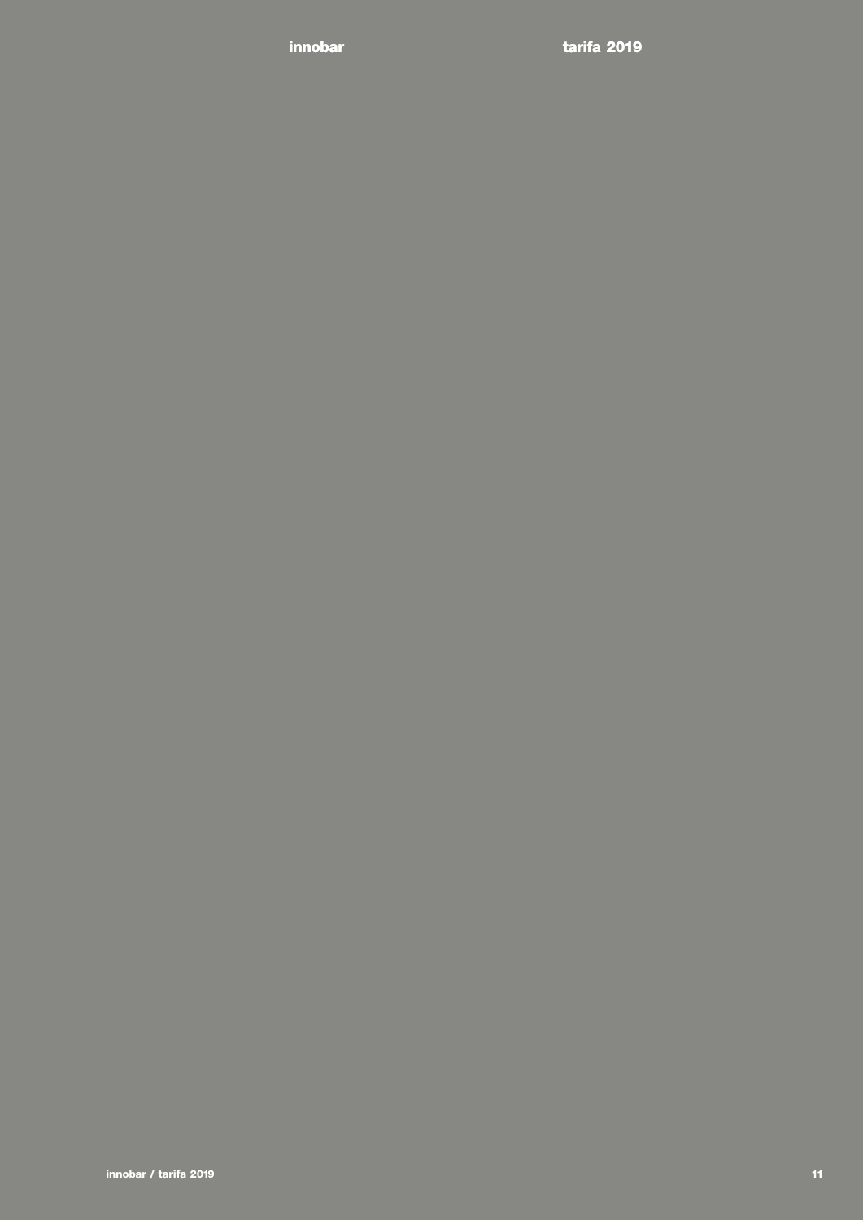**innobar** **tarifa 2019**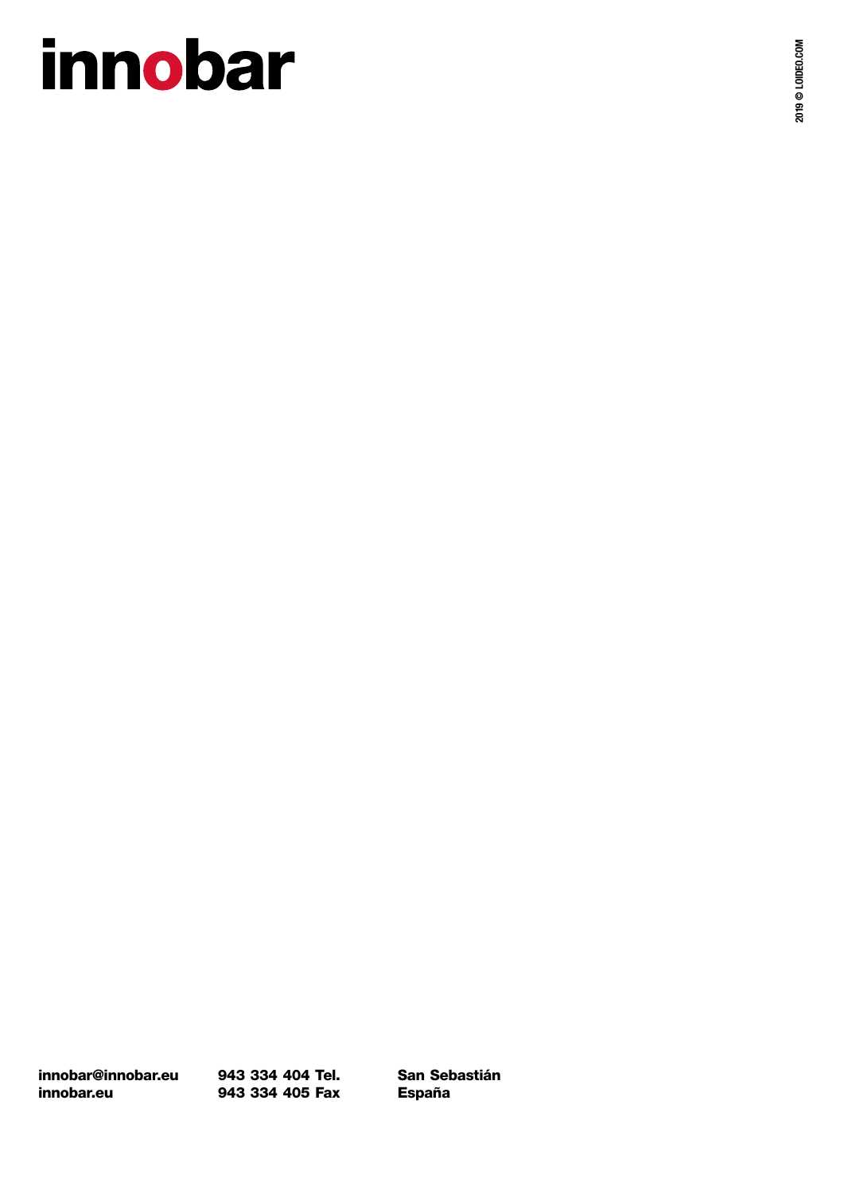# innobar

2019 © LOIDEO.COM

innobar@innobar.eu
innobar.eu

943 334 404 Tel.
943 334 405 Fax

San Sebastián
España